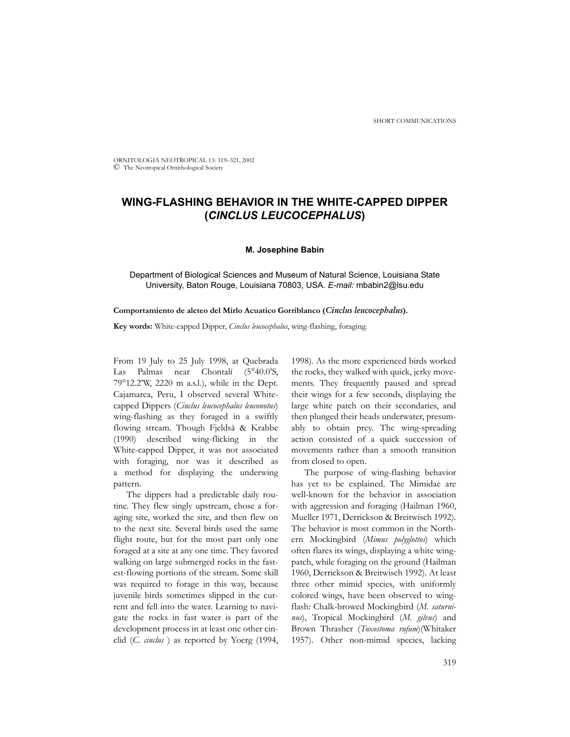# WING-FLASHING BEHAVIOR IN THE WHITE-CAPPED DIPPER (*CINCLUS LEUCOCEPHALUS*)

**M. Josephine Babin**

Department of Biological Sciences and Museum of Natural Science, Louisiana State University, Baton Rouge, Louisiana 70803, USA. *E-mail:* mbabin2@lsu.edu

**Comportamiento de aleteo del Mirlo Acuatico Gorriblanco (*Cinclus leucocephalus*).**

**Key words:** White-capped Dipper, *Cinclus leucocephalus*, wing-flashing, foraging.

From 19 July to 25 July 1998, at Quebrada Las Palmas near Chontalí (5°40.0'S, 79°12.2'W, 2220 m a.s.l.), while in the Dept. Cajamarca, Peru, I observed several White-capped Dippers (*Cinclus leucocephalus leuconotus*) wing-flashing as they foraged in a swiftly flowing stream. Though Fjeldså & Krabbe (1990) described wing-flicking in the White-capped Dipper, it was not associated with foraging, nor was it described as a method for displaying the underwing pattern.

The dippers had a predictable daily routine. They flew singly upstream, chose a foraging site, worked the site, and then flew on to the next site. Several birds used the same flight route, but for the most part only one foraged at a site at any one time. They favored walking on large submerged rocks in the fastest-flowing portions of the stream. Some skill was required to forage in this way, because juvenile birds sometimes slipped in the current and fell into the water. Learning to navigate the rocks in fast water is part of the development process in at least one other cinclid (*C. cinclus* ) as reported by Yoerg (1994, 1998). As the more experienced birds worked the rocks, they walked with quick, jerky movements. They frequently paused and spread their wings for a few seconds, displaying the large white patch on their secondaries, and then plunged their heads underwater, presumably to obtain prey. The wing-spreading action consisted of a quick succession of movements rather than a smooth transition from closed to open.

The purpose of wing-flashing behavior has yet to be explained. The Mimidae are well-known for the behavior in association with aggression and foraging (Hailman 1960, Mueller 1971, Derrickson & Breitwisch 1992). The behavior is most common in the Northern Mockingbird (*Mimus polyglottos*) which often flares its wings, displaying a white wing-patch, while foraging on the ground (Hailman 1960, Derrickson & Breitwisch 1992). At least three other mimid species, with uniformly colored wings, have been observed to wing-flash: Chalk-browed Mockingbird (*M. saturninus*), Tropical Mockingbird (*M. gilvus*) and Brown Thrasher (*Toxostoma rufum*)(Whitaker 1957). Other non-mimid species, lacking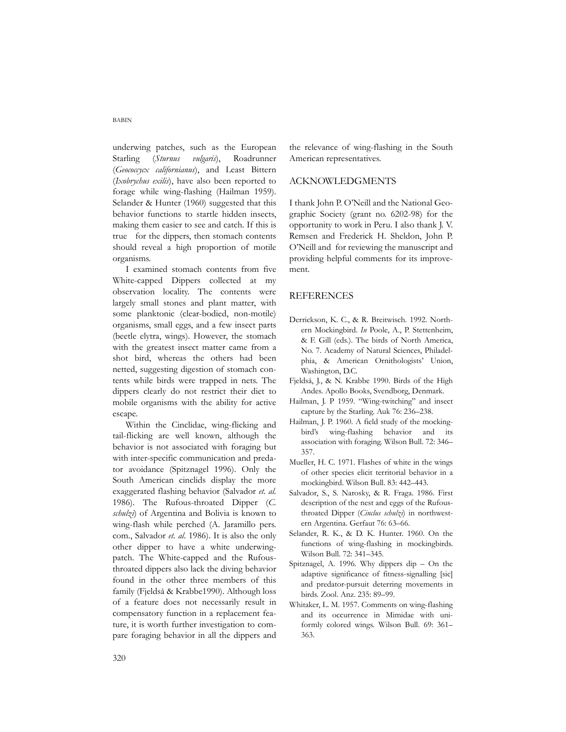underwing patches, such as the European Starling (*Sturnus vulgaris*), Roadrunner (*Geococcyx californianus*), and Least Bittern (*Ixobrychus exilis*), have also been reported to forage while wing-flashing (Hailman 1959). Selander & Hunter (1960) suggested that this behavior functions to startle hidden insects, making them easier to see and catch. If this is true for the dippers, then stomach contents should reveal a high proportion of motile organisms.

I examined stomach contents from five White-capped Dippers collected at my observation locality. The contents were largely small stones and plant matter, with some planktonic (clear-bodied, non-motile) organisms, small eggs, and a few insect parts (beetle elytra, wings). However, the stomach with the greatest insect matter came from a shot bird, whereas the others had been netted, suggesting digestion of stomach contents while birds were trapped in nets. The dippers clearly do not restrict their diet to mobile organisms with the ability for active escape.

Within the Cinclidae, wing-flicking and tail-flicking are well known, although the behavior is not associated with foraging but with inter-specific communication and predator avoidance (Spitznagel 1996). Only the South American cinclids display the more exaggerated flashing behavior (Salvador *et. al.* 1986). The Rufous-throated Dipper (*C. schulzi*) of Argentina and Bolivia is known to wing-flash while perched (A. Jaramillo pers. com., Salvador *et. al.* 1986). It is also the only other dipper to have a white underwing-patch. The White-capped and the Rufous-throated dippers also lack the diving behavior found in the other three members of this family (Fjeldså & Krabbe1990). Although loss of a feature does not necessarily result in compensatory function in a replacement feature, it is worth further investigation to compare foraging behavior in all the dippers and the relevance of wing-flashing in the South American representatives.

## ACKNOWLEDGMENTS

I thank John P. O'Neill and the National Geographic Society (grant no. 6202-98) for the opportunity to work in Peru. I also thank J. V. Remsen and Frederick H. Sheldon, John P. O'Neill and for reviewing the manuscript and providing helpful comments for its improvement.

## REFERENCES

Derrickson, K. C., & R. Breitwisch. 1992. Northern Mockingbird. *In* Poole, A., P. Stettenheim, & F. Gill (eds.). The birds of North America, No. 7. Academy of Natural Sciences, Philadelphia, & American Ornithologists' Union, Washington, D.C.

Fjeldså, J., & N. Krabbe 1990. Birds of the High Andes. Apollo Books, Svendborg, Denmark.

Hailman, J. P 1959. "Wing-twitching" and insect capture by the Starling. Auk 76: 236–238.

Hailman, J. P. 1960. A field study of the mockingbird's wing-flashing behavior and its association with foraging. Wilson Bull. 72: 346–357.

Mueller, H. C. 1971. Flashes of white in the wings of other species elicit territorial behavior in a mockingbird. Wilson Bull. 83: 442–443.

Salvador, S., S. Narosky, & R. Fraga. 1986. First description of the nest and eggs of the Rufous-throated Dipper (*Cinclus schulzi*) in northwestern Argentina. Gerfaut 76: 63–66.

Selander, R. K., & D. K. Hunter. 1960. On the functions of wing-flashing in mockingbirds. Wilson Bull. 72: 341–345.

Spitznagel, A. 1996. Why dippers dip – On the adaptive significance of fitness-signalling [sic] and predator-pursuit deterring movements in birds. Zool. Anz. 235: 89–99.

Whitaker, L. M. 1957. Comments on wing-flashing and its occurrence in Mimidae with uniformly colored wings. Wilson Bull. 69: 361–363.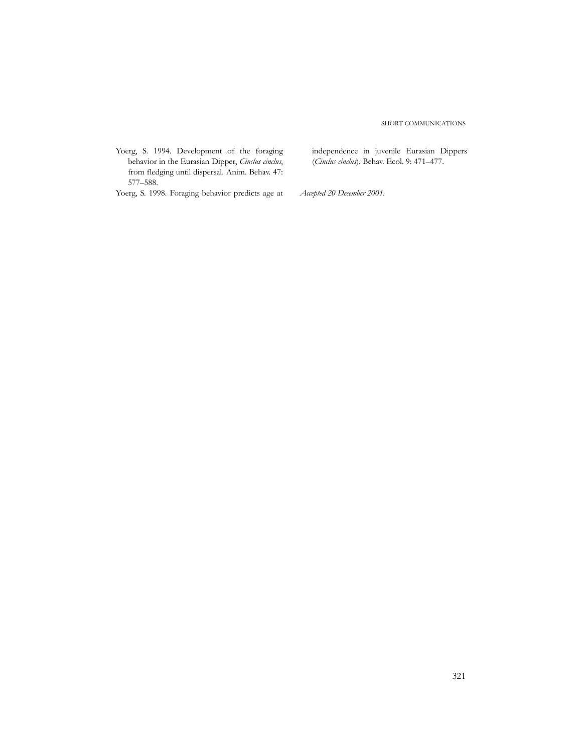Yoerg, S. 1994. Development of the foraging behavior in the Eurasian Dipper, *Cinclus cinclus*, from fledging until dispersal. Anim. Behav. 47: 577–588.

Yoerg, S. 1998. Foraging behavior predicts age at independence in juvenile Eurasian Dippers (*Cinclus cinclus*). Behav. Ecol. 9: 471–477.

*Accepted 20 December 2001.*